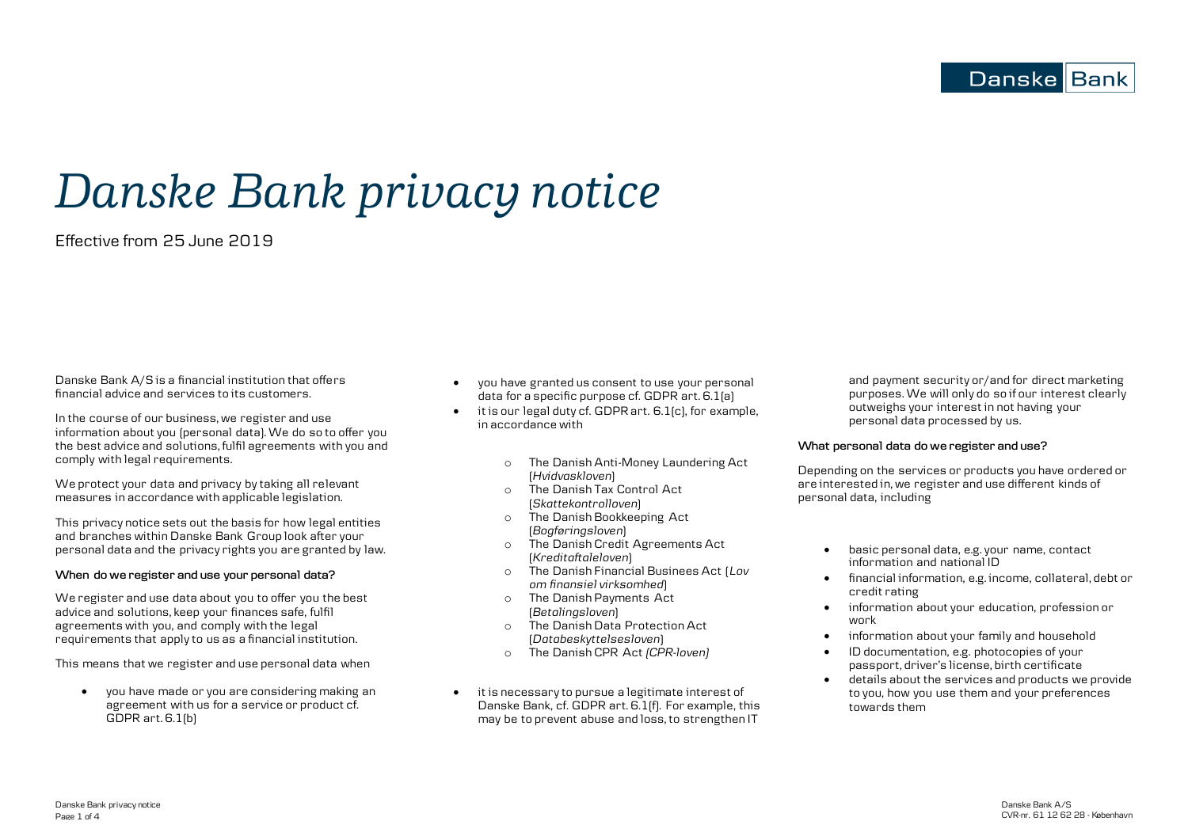# Danske Bank privacy notice

Effective from 25 June 2019

Danske Bank A/S is a financial institution that offers financial advice and services to its customers.

In the course of our business, we register and use information about you (personal data). We do so to offer you the best advice and solutions, fulfil agreements with you and comply with legal requirements.

We protect your data and privacy by taking all relevant measures in accordance with applicable legislation.

This privacy notice sets out the basis for how legal entities and branches within Danske Bank Group look after your personal data and the privacy rights you are granted by law.

**When do we register and use your personal data?**

We register and use data about you to offer you the best advice and solutions, keep your finances safe, fulfil agreements with you, and comply with the legal requirements that apply to us as a financial institution.

This means that we register and use personal data when

- you have made or you are considering making an agreement with us for a service or product cf. GDPR art. 6.1(b)
- you have granted us consent to use your personal data for a specific purpose cf. GDPR art. 6.1(a)
- it is our legal duty cf. GDPR art. 6.1(c), for example, in accordance with
  - The Danish Anti-Money Laundering Act (*Hvidvaskloven*)
  - The Danish Tax Control Act (*Skattekontrolloven*)
  - The Danish Bookkeeping Act (*Bogføringsloven*)
  - The Danish Credit Agreements Act (*Kreditaftaleloven*)
  - The Danish Financial Businees Act (*Lov om finansiel virksomhed*)
  - The Danish Payments Act (*Betalingsloven*)
  - The Danish Data Protection Act (*Databeskyttelsesloven*)
  - The Danish CPR Act *(CPR-loven)*
- it is necessary to pursue a legitimate interest of Danske Bank, cf. GDPR art. 6.1(f). For example, this may be to prevent abuse and loss, to strengthen IT and payment security or/and for direct marketing purposes. We will only do so if our interest clearly outweighs your interest in not having your personal data processed by us.

**What personal data do we register and use?**

Depending on the services or products you have ordered or are interested in, we register and use different kinds of personal data, including

- basic personal data, e.g. your name, contact information and national ID
- financial information, e.g. income, collateral, debt or credit rating
- information about your education, profession or work
- information about your family and household
- ID documentation, e.g. photocopies of your passport, driver's license, birth certificate
- details about the services and products we provide to you, how you use them and your preferences towards them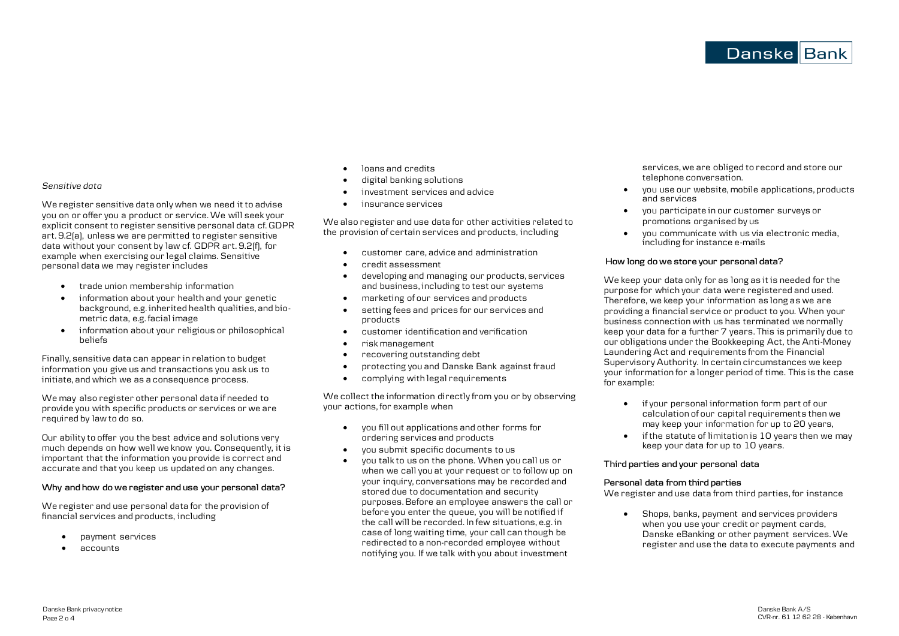*Sensitive data*

We register sensitive data only when we need it to advise you on or offer you a product or service. We will seek your explicit consent to register sensitive personal data cf. GDPR art. 9.2(a), unless we are permitted to register sensitive data without your consent by law cf. GDPR art. 9.2(f), for example when exercising our legal claims. Sensitive personal data we may register includes

- trade union membership information
- information about your health and your genetic background, e.g. inherited health qualities, and bio-metric data, e.g. facial image
- information about your religious or philosophical beliefs

Finally, sensitive data can appear in relation to budget information you give us and transactions you ask us to initiate, and which we as a consequence process.

We may also register other personal data if needed to provide you with specific products or services or we are required by law to do so.

Our ability to offer you the best advice and solutions very much depends on how well we know you. Consequently, it is important that the information you provide is correct and accurate and that you keep us updated on any changes.

**Why and how do we register and use your personal data?**

We register and use personal data for the provision of financial services and products, including

- payment services
- accounts
- loans and credits
- digital banking solutions
- investment services and advice
- insurance services

We also register and use data for other activities related to the provision of certain services and products, including

- customer care, advice and administration
- credit assessment
- developing and managing our products, services and business, including to test our systems
- marketing of our services and products
- setting fees and prices for our services and products
- customer identification and verification
- risk management
- recovering outstanding debt
- protecting you and Danske Bank against fraud
- complying with legal requirements

We collect the information directly from you or by observing your actions, for example when

- you fill out applications and other forms for ordering services and products
- you submit specific documents to us
- you talk to us on the phone. When you call us or when we call you at your request or to follow up on your inquiry, conversations may be recorded and stored due to documentation and security purposes. Before an employee answers the call or before you enter the queue, you will be notified if the call will be recorded. In few situations, e.g. in case of long waiting time, your call can though be redirected to a non-recorded employee without notifying you. If we talk with you about investment services, we are obliged to record and store our telephone conversation.
- you use our website, mobile applications, products and services
- you participate in our customer surveys or promotions organised by us
- you communicate with us via electronic media, including for instance e-mails

**How long do we store your personal data?**

We keep your data only for as long as it is needed for the purpose for which your data were registered and used. Therefore, we keep your information as long as we are providing a financial service or product to you. When your business connection with us has terminated we normally keep your data for a further 7 years. This is primarily due to our obligations under the Bookkeeping Act, the Anti-Money Laundering Act and requirements from the Financial Supervisory Authority. In certain circumstances we keep your information for a longer period of time. This is the case for example:

- if your personal information form part of our calculation of our capital requirements then we may keep your information for up to 20 years,
- if the statute of limitation is 10 years then we may keep your data for up to 10 years.

**Third parties and your personal data**

**Personal data from third parties**

We register and use data from third parties, for instance

- Shops, banks, payment and services providers when you use your credit or payment cards, Danske eBanking or other payment services. We register and use the data to execute payments and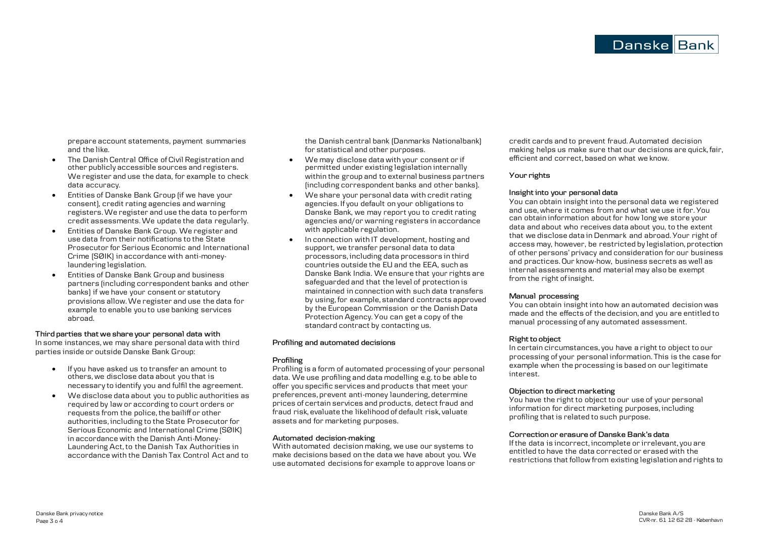prepare account statements, payment summaries and the like.

- The Danish Central Office of Civil Registration and other publicly accessible sources and registers. We register and use the data, for example to check data accuracy.
- Entities of Danske Bank Group (if we have your consent), credit rating agencies and warning registers. We register and use the data to perform credit assessments. We update the data regularly.
- Entities of Danske Bank Group. We register and use data from their notifications to the State Prosecutor for Serious Economic and International Crime (SØIK) in accordance with anti-money-laundering legislation.
- Entities of Danske Bank Group and business partners (including correspondent banks and other banks) if we have your consent or statutory provisions allow. We register and use the data for example to enable you to use banking services abroad.

**Third parties that we share your personal data with**
In some instances, we may share personal data with third parties inside or outside Danske Bank Group:

- If you have asked us to transfer an amount to others, we disclose data about you that is necessary to identify you and fulfil the agreement.
- We disclose data about you to public authorities as required by law or according to court orders or requests from the police, the bailiff or other authorities, including to the State Prosecutor for Serious Economic and International Crime (SØIK) in accordance with the Danish Anti-Money-Laundering Act, to the Danish Tax Authorities in accordance with the Danish Tax Control Act and to the Danish central bank (Danmarks Nationalbank) for statistical and other purposes.
- We may disclose data with your consent or if permitted under existing legislation internally within the group and to external business partners (including correspondent banks and other banks).
- We share your personal data with credit rating agencies. If you default on your obligations to Danske Bank, we may report you to credit rating agencies and/or warning registers in accordance with applicable regulation.
- In connection with IT development, hosting and support, we transfer personal data to data processors, including data processors in third countries outside the EU and the EEA, such as Danske Bank India. We ensure that your rights are safeguarded and that the level of protection is maintained in connection with such data transfers by using, for example, standard contracts approved by the European Commission or the Danish Data Protection Agency. You can get a copy of the standard contract by contacting us.

**Profiling and automated decisions**

**Profiling**
Profiling is a form of automated processing of your personal data. We use profiling and data modelling e.g. to be able to offer you specific services and products that meet your preferences, prevent anti-money laundering, determine prices of certain services and products, detect fraud and fraud risk, evaluate the likelihood of default risk, valuate assets and for marketing purposes.

**Automated decision-making**
With automated decision making, we use our systems to make decisions based on the data we have about you. We use automated decisions for example to approve loans or credit cards and to prevent fraud. Automated decision making helps us make sure that our decisions are quick, fair, efficient and correct, based on what we know.

**Your rights**

**Insight into your personal data**
You can obtain insight into the personal data we registered and use, where it comes from and what we use it for. You can obtain information about for how long we store your data and about who receives data about you, to the extent that we disclose data in Denmark and abroad. Your right of access may, however, be restricted by legislation, protection of other persons' privacy and consideration for our business and practices. Our know-how, business secrets as well as internal assessments and material may also be exempt from the right of insight.

**Manual processing**
You can obtain insight into how an automated decision was made and the effects of the decision, and you are entitled to manual processing of any automated assessment.

**Right to object**
In certain circumstances, you have a right to object to our processing of your personal information. This is the case for example when the processing is based on our legitimate interest.

**Objection to direct marketing**
You have the right to object to our use of your personal information for direct marketing purposes, including profiling that is related to such purpose.

**Correction or erasure of Danske Bank's data**
If the data is incorrect, incomplete or irrelevant, you are entitled to have the data corrected or erased with the restrictions that follow from existing legislation and rights to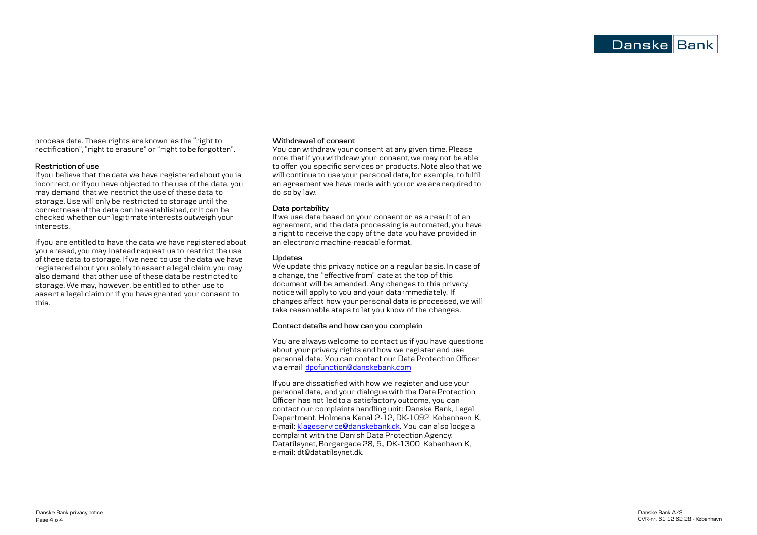process data. These rights are known as the "right to rectification", "right to erasure" or "right to be forgotten".

**Restriction of use**

If you believe that the data we have registered about you is incorrect, or if you have objected to the use of the data, you may demand that we restrict the use of these data to storage. Use will only be restricted to storage until the correctness of the data can be established, or it can be checked whether our legitimate interests outweigh your interests.

If you are entitled to have the data we have registered about you erased, you may instead request us to restrict the use of these data to storage. If we need to use the data we have registered about you solely to assert a legal claim, you may also demand that other use of these data be restricted to storage. We may, however, be entitled to other use to assert a legal claim or if you have granted your consent to this.

**Withdrawal of consent**

You can withdraw your consent at any given time. Please note that if you withdraw your consent, we may not be able to offer you specific services or products. Note also that we will continue to use your personal data, for example, to fulfil an agreement we have made with you or we are required to do so by law.

**Data portability**

If we use data based on your consent or as a result of an agreement, and the data processing is automated, you have a right to receive the copy of the data you have provided in an electronic machine-readable format.

**Updates**

We update this privacy notice on a regular basis. In case of a change, the "effective from" date at the top of this document will be amended. Any changes to this privacy notice will apply to you and your data immediately. If changes affect how your personal data is processed, we will take reasonable steps to let you know of the changes.

**Contact details and how can you complain**

You are always welcome to contact us if you have questions about your privacy rights and how we register and use personal data. You can contact our Data Protection Officer via email dpofunction@danskebank.com

If you are dissatisfied with how we register and use your personal data, and your dialogue with the Data Protection Officer has not led to a satisfactory outcome, you can contact our complaints handling unit: Danske Bank, Legal Department, Holmens Kanal 2-12, DK-1092 København K, e-mail: klageservice@danskebank.dk. You can also lodge a complaint with the Danish Data Protection Agency: Datatilsynet, Borgergade 28, 5., DK-1300 København K, e-mail: dt@datatilsynet.dk.